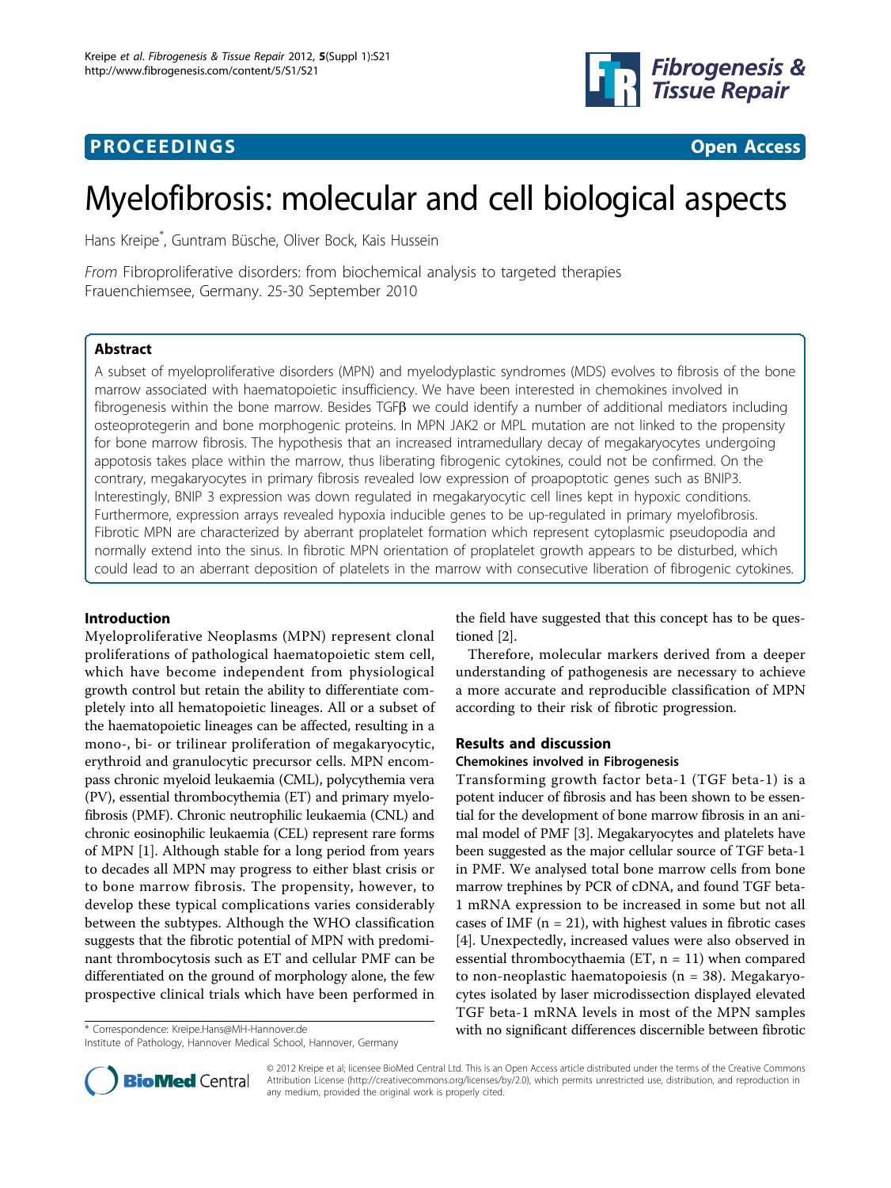**PROCEEDINGS** **Open Access**

# Myelofibrosis: molecular and cell biological aspects

Hans Kreipe*, Guntram Büsche, Oliver Bock, Kais Hussein

*From* Fibroproliferative disorders: from biochemical analysis to targeted therapies
Frauenchiemsee, Germany. 25-30 September 2010

## Abstract

A subset of myeloproliferative disorders (MPN) and myelodyplastic syndromes (MDS) evolves to fibrosis of the bone marrow associated with haematopoietic insufficiency. We have been interested in chemokines involved in fibrogenesis within the bone marrow. Besides TGFβ we could identify a number of additional mediators including osteoprotegerin and bone morphogenic proteins. In MPN JAK2 or MPL mutation are not linked to the propensity for bone marrow fibrosis. The hypothesis that an increased intramedullary decay of megakaryocytes undergoing appotosis takes place within the marrow, thus liberating fibrogenic cytokines, could not be confirmed. On the contrary, megakaryocytes in primary fibrosis revealed low expression of proapoptotic genes such as BNIP3. Interestingly, BNIP 3 expression was down regulated in megakaryocytic cell lines kept in hypoxic conditions. Furthermore, expression arrays revealed hypoxia inducible genes to be up-regulated in primary myelofibrosis. Fibrotic MPN are characterized by aberrant proplatelet formation which represent cytoplasmic pseudopodia and normally extend into the sinus. In fibrotic MPN orientation of proplatelet growth appears to be disturbed, which could lead to an aberrant deposition of platelets in the marrow with consecutive liberation of fibrogenic cytokines.

## Introduction

Myeloproliferative Neoplasms (MPN) represent clonal proliferations of pathological haematopoietic stem cell, which have become independent from physiological growth control but retain the ability to differentiate completely into all hematopoietic lineages. All or a subset of the haematopoietic lineages can be affected, resulting in a mono-, bi- or trilinear proliferation of megakaryocytic, erythroid and granulocytic precursor cells. MPN encompass chronic myeloid leukaemia (CML), polycythemia vera (PV), essential thrombocythemia (ET) and primary myelofibrosis (PMF). Chronic neutrophilic leukaemia (CNL) and chronic eosinophilic leukaemia (CEL) represent rare forms of MPN [1]. Although stable for a long period from years to decades all MPN may progress to either blast crisis or to bone marrow fibrosis. The propensity, however, to develop these typical complications varies considerably between the subtypes. Although the WHO classification suggests that the fibrotic potential of MPN with predominant thrombocytosis such as ET and cellular PMF can be differentiated on the ground of morphology alone, the few prospective clinical trials which have been performed in the field have suggested that this concept has to be questioned [2].

Therefore, molecular markers derived from a deeper understanding of pathogenesis are necessary to achieve a more accurate and reproducible classification of MPN according to their risk of fibrotic progression.

## Results and discussion

### Chemokines involved in Fibrogenesis

Transforming growth factor beta-1 (TGF beta-1) is a potent inducer of fibrosis and has been shown to be essential for the development of bone marrow fibrosis in an animal model of PMF [3]. Megakaryocytes and platelets have been suggested as the major cellular source of TGF beta-1 in PMF. We analysed total bone marrow cells from bone marrow trephines by PCR of cDNA, and found TGF beta-1 mRNA expression to be increased in some but not all cases of IMF (n = 21), with highest values in fibrotic cases [4]. Unexpectedly, increased values were also observed in essential thrombocythaemia (ET, n = 11) when compared to non-neoplastic haematopoiesis (n = 38). Megakaryocytes isolated by laser microdissection displayed elevated TGF beta-1 mRNA levels in most of the MPN samples with no significant differences discernible between fibrotic

* Correspondence: Kreipe.Hans@MH-Hannover.de
Institute of Pathology, Hannover Medical School, Hannover, Germany

© 2012 Kreipe et al; licensee BioMed Central Ltd. This is an Open Access article distributed under the terms of the Creative Commons Attribution License (http://creativecommons.org/licenses/by/2.0), which permits unrestricted use, distribution, and reproduction in any medium, provided the original work is properly cited.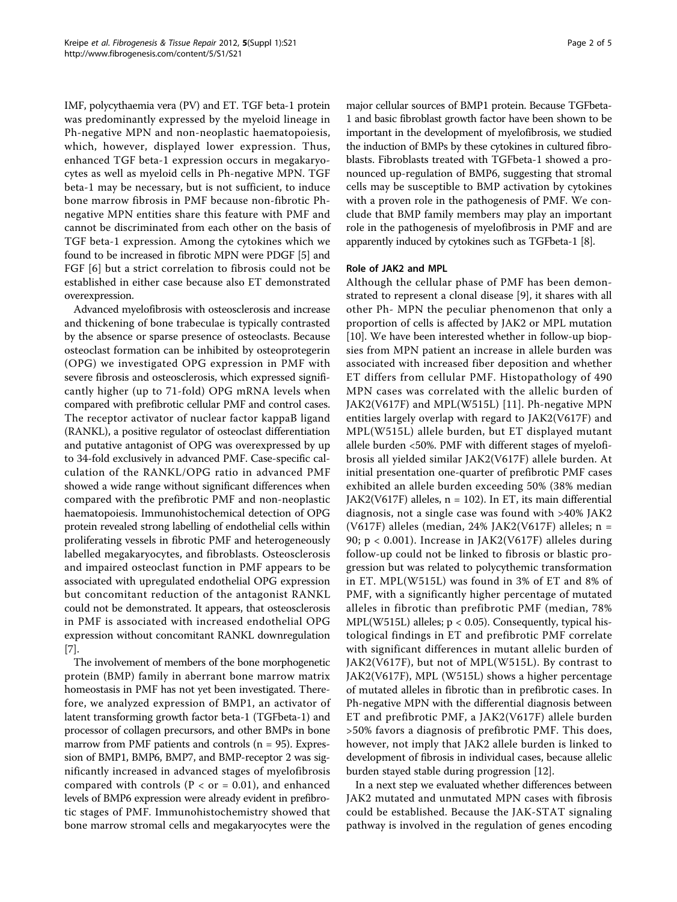IMF, polycythaemia vera (PV) and ET. TGF beta-1 protein was predominantly expressed by the myeloid lineage in Ph-negative MPN and non-neoplastic haematopoiesis, which, however, displayed lower expression. Thus, enhanced TGF beta-1 expression occurs in megakaryocytes as well as myeloid cells in Ph-negative MPN. TGF beta-1 may be necessary, but is not sufficient, to induce bone marrow fibrosis in PMF because non-fibrotic Ph-negative MPN entities share this feature with PMF and cannot be discriminated from each other on the basis of TGF beta-1 expression. Among the cytokines which we found to be increased in fibrotic MPN were PDGF [5] and FGF [6] but a strict correlation to fibrosis could not be established in either case because also ET demonstrated overexpression.

Advanced myelofibrosis with osteosclerosis and increase and thickening of bone trabeculae is typically contrasted by the absence or sparse presence of osteoclasts. Because osteoclast formation can be inhibited by osteoprotegerin (OPG) we investigated OPG expression in PMF with severe fibrosis and osteosclerosis, which expressed significantly higher (up to 71-fold) OPG mRNA levels when compared with prefibrotic cellular PMF and control cases. The receptor activator of nuclear factor kappaB ligand (RANKL), a positive regulator of osteoclast differentiation and putative antagonist of OPG was overexpressed by up to 34-fold exclusively in advanced PMF. Case-specific calculation of the RANKL/OPG ratio in advanced PMF showed a wide range without significant differences when compared with the prefibrotic PMF and non-neoplastic haematopoiesis. Immunohistochemical detection of OPG protein revealed strong labelling of endothelial cells within proliferating vessels in fibrotic PMF and heterogeneously labelled megakaryocytes, and fibroblasts. Osteosclerosis and impaired osteoclast function in PMF appears to be associated with upregulated endothelial OPG expression but concomitant reduction of the antagonist RANKL could not be demonstrated. It appears, that osteosclerosis in PMF is associated with increased endothelial OPG expression without concomitant RANKL downregulation [7].

The involvement of members of the bone morphogenetic protein (BMP) family in aberrant bone marrow matrix homeostasis in PMF has not yet been investigated. Therefore, we analyzed expression of BMP1, an activator of latent transforming growth factor beta-1 (TGFbeta-1) and processor of collagen precursors, and other BMPs in bone marrow from PMF patients and controls ($n = 95$). Expression of BMP1, BMP6, BMP7, and BMP-receptor 2 was significantly increased in advanced stages of myelofibrosis compared with controls ($P <$ or $= 0.01$), and enhanced levels of BMP6 expression were already evident in prefibrotic stages of PMF. Immunohistochemistry showed that bone marrow stromal cells and megakaryocytes were the major cellular sources of BMP1 protein. Because TGFbeta-1 and basic fibroblast growth factor have been shown to be important in the development of myelofibrosis, we studied the induction of BMPs by these cytokines in cultured fibroblasts. Fibroblasts treated with TGFbeta-1 showed a pronounced up-regulation of BMP6, suggesting that stromal cells may be susceptible to BMP activation by cytokines with a proven role in the pathogenesis of PMF. We conclude that BMP family members may play an important role in the pathogenesis of myelofibrosis in PMF and are apparently induced by cytokines such as TGFbeta-1 [8].

## Role of JAK2 and MPL

Although the cellular phase of PMF has been demonstrated to represent a clonal disease [9], it shares with all other Ph- MPN the peculiar phenomenon that only a proportion of cells is affected by JAK2 or MPL mutation [10]. We have been interested whether in follow-up biopsies from MPN patient an increase in allele burden was associated with increased fiber deposition and whether ET differs from cellular PMF. Histopathology of 490 MPN cases was correlated with the allelic burden of JAK2(V617F) and MPL(W515L) [11]. Ph-negative MPN entities largely overlap with regard to JAK2(V617F) and MPL(W515L) allele burden, but ET displayed mutant allele burden <50%. PMF with different stages of myelofibrosis all yielded similar JAK2(V617F) allele burden. At initial presentation one-quarter of prefibrotic PMF cases exhibited an allele burden exceeding 50% (38% median JAK2(V617F) alleles, $n = 102$). In ET, its main differential diagnosis, not a single case was found with >40% JAK2 (V617F) alleles (median, 24% JAK2(V617F) alleles; $n = 90$; $p < 0.001$). Increase in JAK2(V617F) alleles during follow-up could not be linked to fibrosis or blastic progression but was related to polycythemic transformation in ET. MPL(W515L) was found in 3% of ET and 8% of PMF, with a significantly higher percentage of mutated alleles in fibrotic than prefibrotic PMF (median, 78% MPL(W515L) alleles; $p < 0.05$). Consequently, typical histological findings in ET and prefibrotic PMF correlate with significant differences in mutant allelic burden of JAK2(V617F), but not of MPL(W515L). By contrast to JAK2(V617F), MPL (W515L) shows a higher percentage of mutated alleles in fibrotic than in prefibrotic cases. In Ph-negative MPN with the differential diagnosis between ET and prefibrotic PMF, a JAK2(V617F) allele burden >50% favors a diagnosis of prefibrotic PMF. This does, however, not imply that JAK2 allele burden is linked to development of fibrosis in individual cases, because allelic burden stayed stable during progression [12].

In a next step we evaluated whether differences between JAK2 mutated and unmutated MPN cases with fibrosis could be established. Because the JAK-STAT signaling pathway is involved in the regulation of genes encoding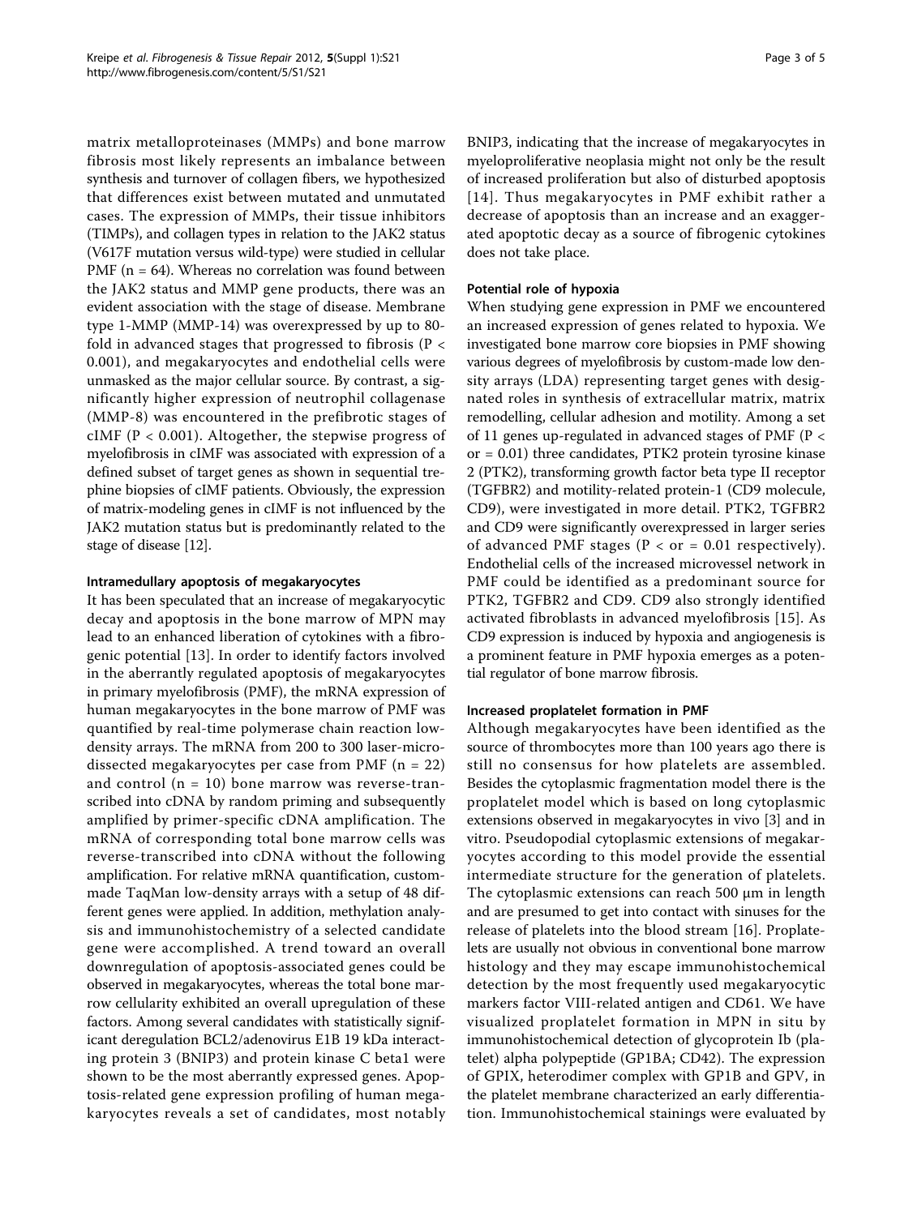matrix metalloproteinases (MMPs) and bone marrow fibrosis most likely represents an imbalance between synthesis and turnover of collagen fibers, we hypothesized that differences exist between mutated and unmutated cases. The expression of MMPs, their tissue inhibitors (TIMPs), and collagen types in relation to the JAK2 status (V617F mutation versus wild-type) were studied in cellular PMF (n = 64). Whereas no correlation was found between the JAK2 status and MMP gene products, there was an evident association with the stage of disease. Membrane type 1-MMP (MMP-14) was overexpressed by up to 80-fold in advanced stages that progressed to fibrosis ($P < 0.001$), and megakaryocytes and endothelial cells were unmasked as the major cellular source. By contrast, a significantly higher expression of neutrophil collagenase (MMP-8) was encountered in the prefibrotic stages of cIMF ($P < 0.001$). Altogether, the stepwise progress of myelofibrosis in cIMF was associated with expression of a defined subset of target genes as shown in sequential trephine biopsies of cIMF patients. Obviously, the expression of matrix-modeling genes in cIMF is not influenced by the JAK2 mutation status but is predominantly related to the stage of disease [12].

#### Intramedullary apoptosis of megakaryocytes

It has been speculated that an increase of megakaryocytic decay and apoptosis in the bone marrow of MPN may lead to an enhanced liberation of cytokines with a fibrogenic potential [13]. In order to identify factors involved in the aberrantly regulated apoptosis of megakaryocytes in primary myelofibrosis (PMF), the mRNA expression of human megakaryocytes in the bone marrow of PMF was quantified by real-time polymerase chain reaction low-density arrays. The mRNA from 200 to 300 laser-microdissected megakaryocytes per case from PMF (n = 22) and control (n = 10) bone marrow was reverse-transcribed into cDNA by random priming and subsequently amplified by primer-specific cDNA amplification. The mRNA of corresponding total bone marrow cells was reverse-transcribed into cDNA without the following amplification. For relative mRNA quantification, custom-made TaqMan low-density arrays with a setup of 48 different genes were applied. In addition, methylation analysis and immunohistochemistry of a selected candidate gene were accomplished. A trend toward an overall downregulation of apoptosis-associated genes could be observed in megakaryocytes, whereas the total bone marrow cellularity exhibited an overall upregulation of these factors. Among several candidates with statistically significant deregulation BCL2/adenovirus E1B 19 kDa interacting protein 3 (BNIP3) and protein kinase C beta1 were shown to be the most aberrantly expressed genes. Apoptosis-related gene expression profiling of human megakaryocytes reveals a set of candidates, most notably BNIP3, indicating that the increase of megakaryocytes in myeloproliferative neoplasia might not only be the result of increased proliferation but also of disturbed apoptosis [14]. Thus megakaryocytes in PMF exhibit rather a decrease of apoptosis than an increase and an exaggerated apoptotic decay as a source of fibrogenic cytokines does not take place.

#### Potential role of hypoxia

When studying gene expression in PMF we encountered an increased expression of genes related to hypoxia. We investigated bone marrow core biopsies in PMF showing various degrees of myelofibrosis by custom-made low density arrays (LDA) representing target genes with designated roles in synthesis of extracellular matrix, matrix remodelling, cellular adhesion and motility. Among a set of 11 genes up-regulated in advanced stages of PMF ($P <$ or $= 0.01$) three candidates, PTK2 protein tyrosine kinase 2 (PTK2), transforming growth factor beta type II receptor (TGFBR2) and motility-related protein-1 (CD9 molecule, CD9), were investigated in more detail. PTK2, TGFBR2 and CD9 were significantly overexpressed in larger series of advanced PMF stages ($P <$ or $= 0.01$ respectively). Endothelial cells of the increased microvessel network in PMF could be identified as a predominant source for PTK2, TGFBR2 and CD9. CD9 also strongly identified activated fibroblasts in advanced myelofibrosis [15]. As CD9 expression is induced by hypoxia and angiogenesis is a prominent feature in PMF hypoxia emerges as a potential regulator of bone marrow fibrosis.

#### Increased proplatelet formation in PMF

Although megakaryocytes have been identified as the source of thrombocytes more than 100 years ago there is still no consensus for how platelets are assembled. Besides the cytoplasmic fragmentation model there is the proplatelet model which is based on long cytoplasmic extensions observed in megakaryocytes in vivo [3] and in vitro. Pseudopodial cytoplasmic extensions of megakaryocytes according to this model provide the essential intermediate structure for the generation of platelets. The cytoplasmic extensions can reach 500 μm in length and are presumed to get into contact with sinuses for the release of platelets into the blood stream [16]. Proplatelets are usually not obvious in conventional bone marrow histology and they may escape immunohistochemical detection by the most frequently used megakaryocytic markers factor VIII-related antigen and CD61. We have visualized proplatelet formation in MPN in situ by immunohistochemical detection of glycoprotein Ib (platelet) alpha polypeptide (GP1BA; CD42). The expression of GPIX, heterodimer complex with GP1B and GPV, in the platelet membrane characterized an early differentiation. Immunohistochemical stainings were evaluated by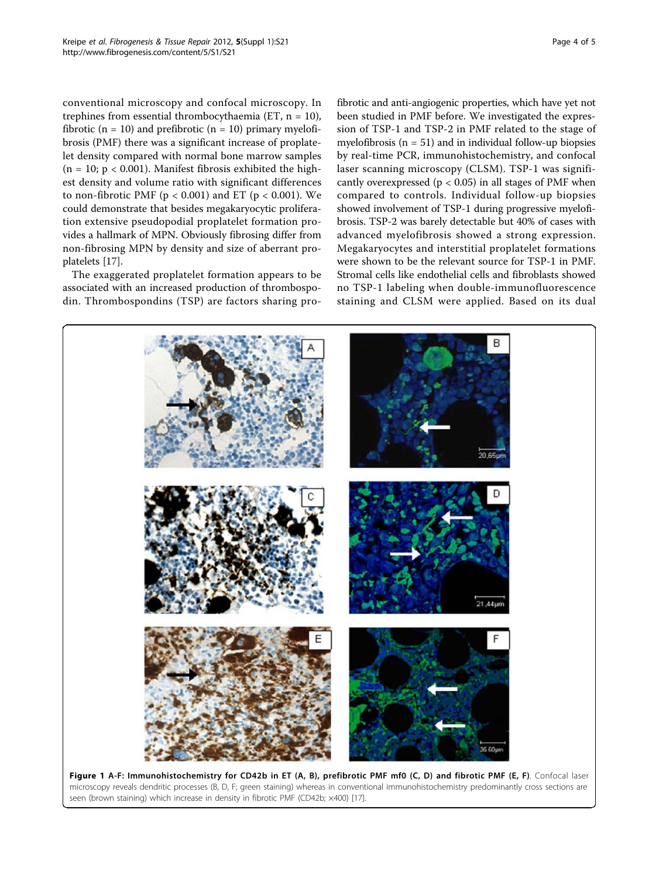conventional microscopy and confocal microscopy. In trephines from essential thrombocythaemia (ET, n = 10), fibrotic (n = 10) and prefibrotic (n = 10) primary myelofibrosis (PMF) there was a significant increase of proplatelet density compared with normal bone marrow samples (n = 10; $p < 0.001$). Manifest fibrosis exhibited the highest density and volume ratio with significant differences to non-fibrotic PMF ($p < 0.001$) and ET ($p < 0.001$). We could demonstrate that besides megakaryocytic proliferation extensive pseudopodial proplatelet formation provides a hallmark of MPN. Obviously fibrosing differ from non-fibrosing MPN by density and size of aberrant proplatelets [17].

The exaggerated proplatelet formation appears to be associated with an increased production of thrombospodin. Thrombospondins (TSP) are factors sharing profibrotic and anti-angiogenic properties, which have yet not been studied in PMF before. We investigated the expression of TSP-1 and TSP-2 in PMF related to the stage of myelofibrosis (n = 51) and in individual follow-up biopsies by real-time PCR, immunohistochemistry, and confocal laser scanning microscopy (CLSM). TSP-1 was significantly overexpressed ($p < 0.05$) in all stages of PMF when compared to controls. Individual follow-up biopsies showed involvement of TSP-1 during progressive myelofibrosis. TSP-2 was barely detectable but 40% of cases with advanced myelofibrosis showed a strong expression. Megakaryocytes and interstitial proplatelet formations were shown to be the relevant source for TSP-1 in PMF. Stromal cells like endothelial cells and fibroblasts showed no TSP-1 labeling when double-immunofluorescence staining and CLSM were applied. Based on its dual

**Figure 1 A-F: Immunohistochemistry for CD42b in ET (A, B), prefibrotic PMF mf0 (C, D) and fibrotic PMF (E, F).** Confocal laser microscopy reveals dendritic processes (B, D, F; green staining) whereas in conventional immunohistochemistry predominantly cross sections are seen (brown staining) which increase in density in fibrotic PMF (CD42b; ×400) [17].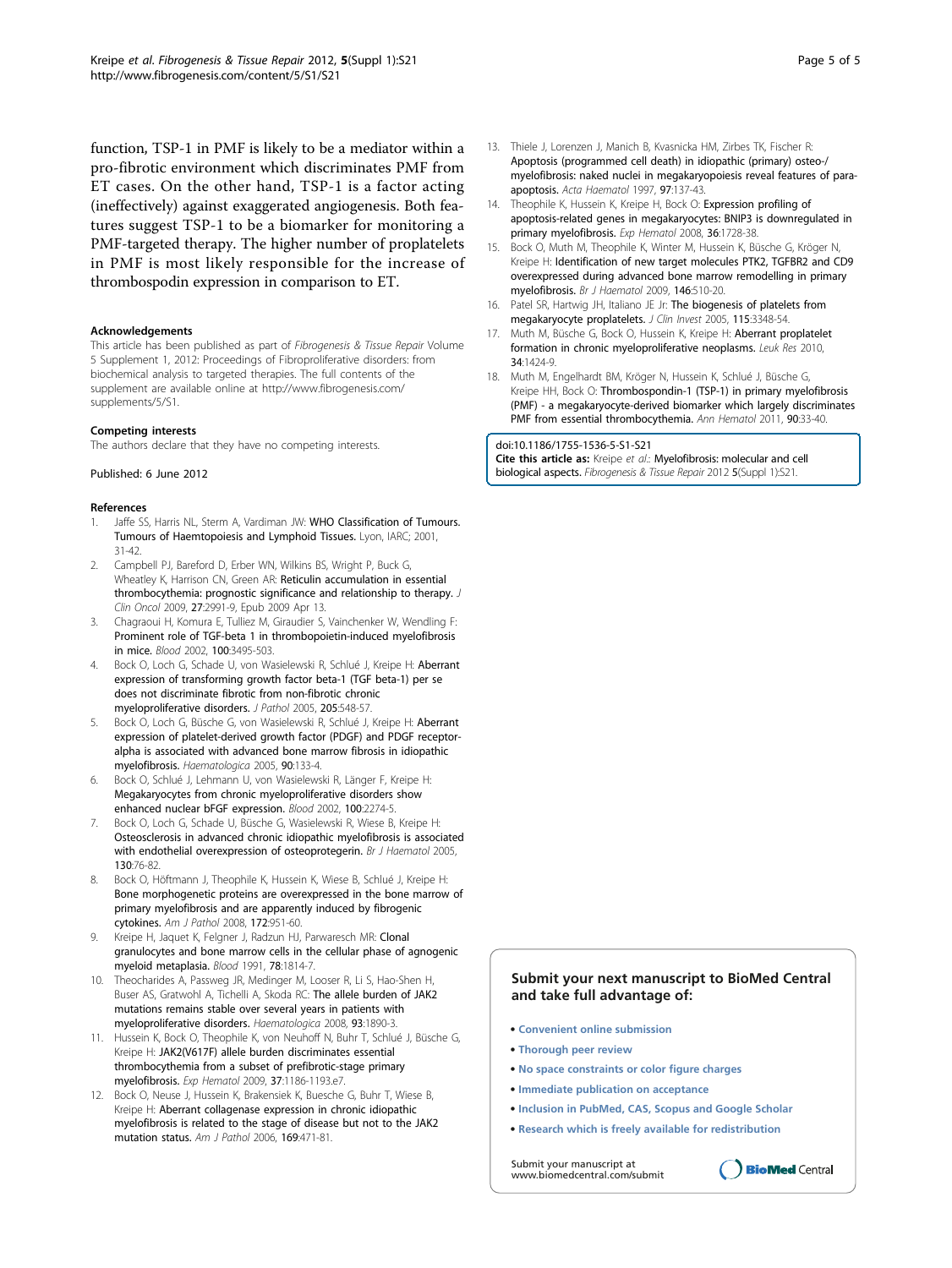function, TSP-1 in PMF is likely to be a mediator within a pro-fibrotic environment which discriminates PMF from ET cases. On the other hand, TSP-1 is a factor acting (ineffectively) against exaggerated angiogenesis. Both features suggest TSP-1 to be a biomarker for monitoring a PMF-targeted therapy. The higher number of proplatelets in PMF is most likely responsible for the increase of thrombospodin expression in comparison to ET.

#### Acknowledgements

This article has been published as part of *Fibrogenesis & Tissue Repair* Volume 5 Supplement 1, 2012: Proceedings of Fibroproliferative disorders: from biochemical analysis to targeted therapies. The full contents of the supplement are available online at http://www.fibrogenesis.com/supplements/5/S1.

#### Competing interests

The authors declare that they have no competing interests.

Published: 6 June 2012

#### References

1. Jaffe SS, Harris NL, Sterm A, Vardiman JW: **WHO Classification of Tumours. Tumours of Haemtopoiesis and Lymphoid Tissues.** Lyon, IARC; 2001, 31-42.
2. Campbell PJ, Bareford D, Erber WN, Wilkins BS, Wright P, Buck G, Wheatley K, Harrison CN, Green AR: **Reticulin accumulation in essential thrombocythemia: prognostic significance and relationship to therapy.** *J Clin Oncol* 2009, **27**:2991-9, Epub 2009 Apr 13.
3. Chagraoui H, Komura E, Tulliez M, Giraudier S, Vainchenker W, Wendling F: **Prominent role of TGF-beta 1 in thrombopoietin-induced myelofibrosis in mice.** *Blood* 2002, **100**:3495-503.
4. Bock O, Loch G, Schade U, von Wasielewski R, Schlué J, Kreipe H: **Aberrant expression of transforming growth factor beta-1 (TGF beta-1) per se does not discriminate fibrotic from non-fibrotic chronic myeloproliferative disorders.** *J Pathol* 2005, **205**:548-57.
5. Bock O, Loch G, Büsche G, von Wasielewski R, Schlué J, Kreipe H: **Aberrant expression of platelet-derived growth factor (PDGF) and PDGF receptor-alpha is associated with advanced bone marrow fibrosis in idiopathic myelofibrosis.** *Haematologica* 2005, **90**:133-4.
6. Bock O, Schlué J, Lehmann U, von Wasielewski R, Länger F, Kreipe H: **Megakaryocytes from chronic myeloproliferative disorders show enhanced nuclear bFGF expression.** *Blood* 2002, **100**:2274-5.
7. Bock O, Loch G, Schade U, Büsche G, Wasielewski R, Wiese B, Kreipe H: **Osteosclerosis in advanced chronic idiopathic myelofibrosis is associated with endothelial overexpression of osteoprotegerin.** *Br J Haematol* 2005, **130**:76-82.
8. Bock O, Höftmann J, Theophile K, Hussein K, Wiese B, Schlué J, Kreipe H: **Bone morphogenetic proteins are overexpressed in the bone marrow of primary myelofibrosis and are apparently induced by fibrogenic cytokines.** *Am J Pathol* 2008, **172**:951-60.
9. Kreipe H, Jaquet K, Felgner J, Radzun HJ, Parwaresch MR: **Clonal granulocytes and bone marrow cells in the cellular phase of agnogenic myeloid metaplasia.** *Blood* 1991, **78**:1814-7.
10. Theocharides A, Passweg JR, Medinger M, Looser R, Li S, Hao-Shen H, Buser AS, Gratwohl A, Tichelli A, Skoda RC: **The allele burden of JAK2 mutations remains stable over several years in patients with myeloproliferative disorders.** *Haematologica* 2008, **93**:1890-3.
11. Hussein K, Bock O, Theophile K, von Neuhoff N, Buhr T, Schlué J, Büsche G, Kreipe H: **JAK2(V617F) allele burden discriminates essential thrombocythemia from a subset of prefibrotic-stage primary myelofibrosis.** *Exp Hematol* 2009, **37**:1186-1193.e7.
12. Bock O, Neuse J, Hussein K, Brakensiek K, Buesche G, Buhr T, Wiese B, Kreipe H: **Aberrant collagenase expression in chronic idiopathic myelofibrosis is related to the stage of disease but not to the JAK2 mutation status.** *Am J Pathol* 2006, **169**:471-81.
13. Thiele J, Lorenzen J, Manich B, Kvasnicka HM, Zirbes TK, Fischer R: **Apoptosis (programmed cell death) in idiopathic (primary) osteo-/myelofibrosis: naked nuclei in megakaryopoiesis reveal features of para-apoptosis.** *Acta Haematol* 1997, **97**:137-43.
14. Theophile K, Hussein K, Kreipe H, Bock O: **Expression profiling of apoptosis-related genes in megakaryocytes: BNIP3 is downregulated in primary myelofibrosis.** *Exp Hematol* 2008, **36**:1728-38.
15. Bock O, Muth M, Theophile K, Winter M, Hussein K, Büsche G, Kröger N, Kreipe H: **Identification of new target molecules PTK2, TGFBR2 and CD9 overexpressed during advanced bone marrow remodelling in primary myelofibrosis.** *Br J Haematol* 2009, **146**:510-20.
16. Patel SR, Hartwig JH, Italiano JE Jr: **The biogenesis of platelets from megakaryocyte proplatelets.** *J Clin Invest* 2005, **115**:3348-54.
17. Muth M, Büsche G, Bock O, Hussein K, Kreipe H: **Aberrant proplatelet formation in chronic myeloproliferative neoplasms.** *Leuk Res* 2010, **34**:1424-9.
18. Muth M, Engelhardt BM, Kröger N, Hussein K, Schlué J, Büsche G, Kreipe HH, Bock O: **Thrombospondin-1 (TSP-1) in primary myelofibrosis (PMF) - a megakaryocyte-derived biomarker which largely discriminates PMF from essential thrombocythemia.** *Ann Hematol* 2011, **90**:33-40.

doi:10.1186/1755-1536-5-S1-S21

**Cite this article as:** Kreipe *et al.*: Myelofibrosis: molecular and cell biological aspects. *Fibrogenesis & Tissue Repair* 2012 **5**(Suppl 1):S21.

**Submit your next manuscript to BioMed Central and take full advantage of:**

- **Convenient online submission**
- **Thorough peer review**
- **No space constraints or color figure charges**
- **Immediate publication on acceptance**
- **Inclusion in PubMed, CAS, Scopus and Google Scholar**
- **Research which is freely available for redistribution**

Submit your manuscript at www.biomedcentral.com/submit

BioMed Central